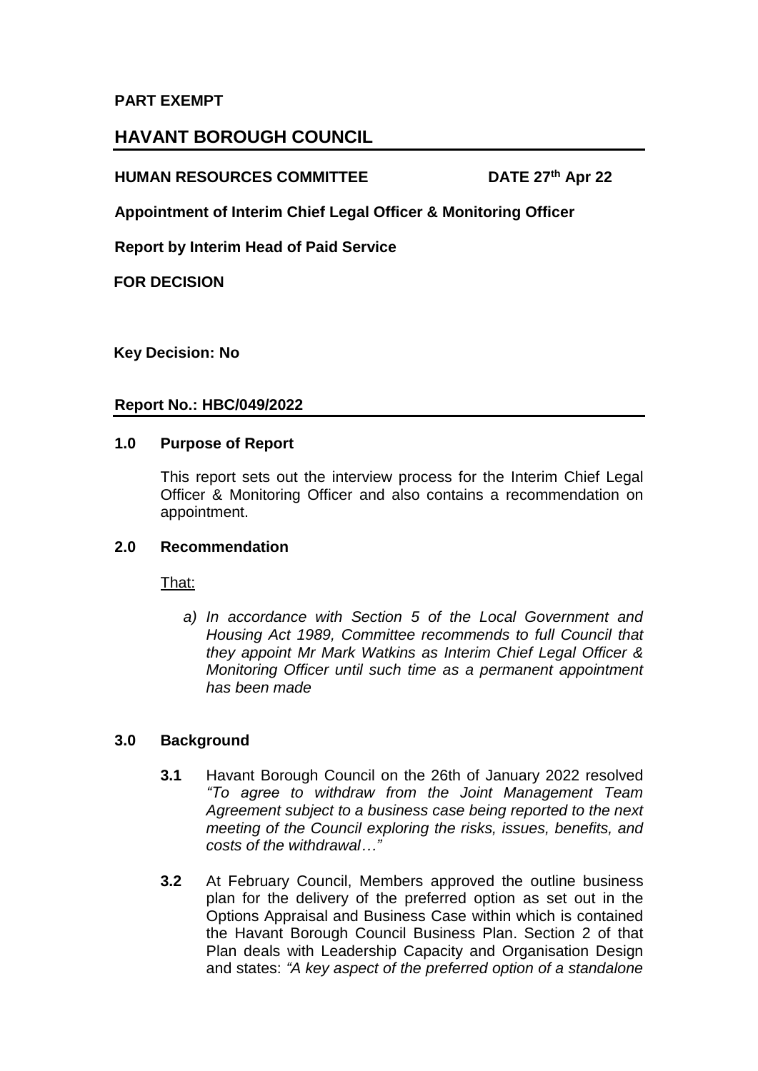**PART EXEMPT**

# HAVANT BOROUGH COUNCIL

**HUMAN RESOURCES COMMITTEE** **DATE 27th Apr 22**

**Appointment of Interim Chief Legal Officer & Monitoring Officer**

**Report by Interim Head of Paid Service**

**FOR DECISION**

**Key Decision: No**

**Report No.: HBC/049/2022**

## 1.0 Purpose of Report

This report sets out the interview process for the Interim Chief Legal Officer & Monitoring Officer and also contains a recommendation on appointment.

## 2.0 Recommendation

That:

*a) In accordance with Section 5 of the Local Government and Housing Act 1989, Committee recommends to full Council that they appoint Mr Mark Watkins as Interim Chief Legal Officer & Monitoring Officer until such time as a permanent appointment has been made*

## 3.0 Background

**3.1** Havant Borough Council on the 26th of January 2022 resolved *"To agree to withdraw from the Joint Management Team Agreement subject to a business case being reported to the next meeting of the Council exploring the risks, issues, benefits, and costs of the withdrawal…"*

**3.2** At February Council, Members approved the outline business plan for the delivery of the preferred option as set out in the Options Appraisal and Business Case within which is contained the Havant Borough Council Business Plan. Section 2 of that Plan deals with Leadership Capacity and Organisation Design and states: *"A key aspect of the preferred option of a standalone*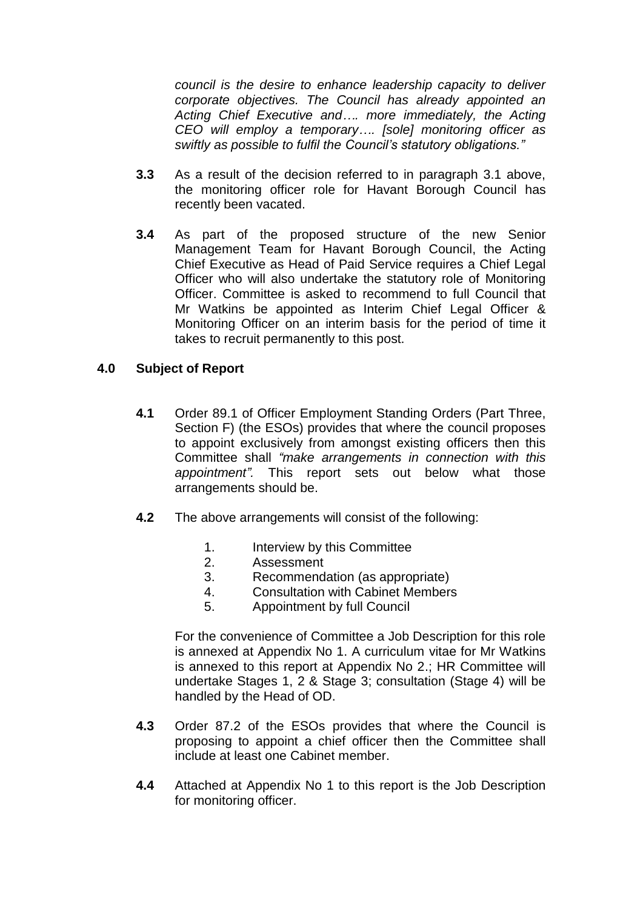*council is the desire to enhance leadership capacity to deliver corporate objectives. The Council has already appointed an Acting Chief Executive and…. more immediately, the Acting CEO will employ a temporary…. [sole] monitoring officer as swiftly as possible to fulfil the Council's statutory obligations."*

**3.3** As a result of the decision referred to in paragraph 3.1 above, the monitoring officer role for Havant Borough Council has recently been vacated.

**3.4** As part of the proposed structure of the new Senior Management Team for Havant Borough Council, the Acting Chief Executive as Head of Paid Service requires a Chief Legal Officer who will also undertake the statutory role of Monitoring Officer. Committee is asked to recommend to full Council that Mr Watkins be appointed as Interim Chief Legal Officer & Monitoring Officer on an interim basis for the period of time it takes to recruit permanently to this post.

## 4.0 Subject of Report

**4.1** Order 89.1 of Officer Employment Standing Orders (Part Three, Section F) (the ESOs) provides that where the council proposes to appoint exclusively from amongst existing officers then this Committee shall *"make arrangements in connection with this appointment".* This report sets out below what those arrangements should be.

**4.2** The above arrangements will consist of the following:

1. Interview by this Committee
2. Assessment
3. Recommendation (as appropriate)
4. Consultation with Cabinet Members
5. Appointment by full Council

For the convenience of Committee a Job Description for this role is annexed at Appendix No 1. A curriculum vitae for Mr Watkins is annexed to this report at Appendix No 2.; HR Committee will undertake Stages 1, 2 & Stage 3; consultation (Stage 4) will be handled by the Head of OD.

**4.3** Order 87.2 of the ESOs provides that where the Council is proposing to appoint a chief officer then the Committee shall include at least one Cabinet member.

**4.4** Attached at Appendix No 1 to this report is the Job Description for monitoring officer.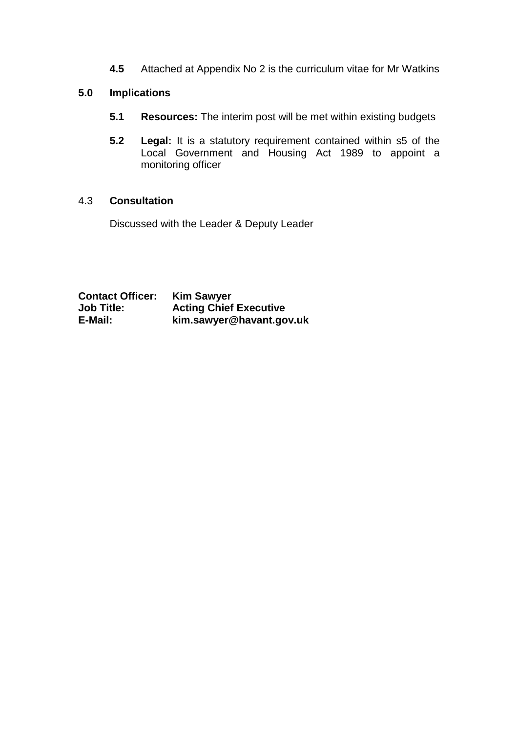**4.5** Attached at Appendix No 2 is the curriculum vitae for Mr Watkins

## 5.0 Implications

**5.1** **Resources:** The interim post will be met within existing budgets

**5.2** **Legal:** It is a statutory requirement contained within s5 of the Local Government and Housing Act 1989 to appoint a monitoring officer

4.3 **Consultation**

Discussed with the Leader & Deputy Leader

**Contact Officer:** **Kim Sawyer**
**Job Title:** **Acting Chief Executive**
**E-Mail:** **kim.sawyer@havant.gov.uk**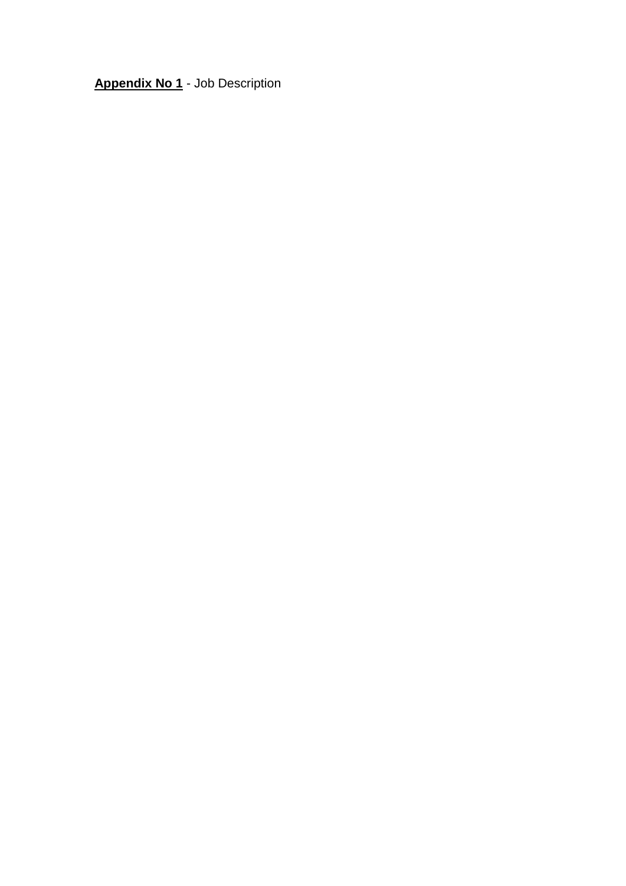**<u>Appendix No 1</u>** - Job Description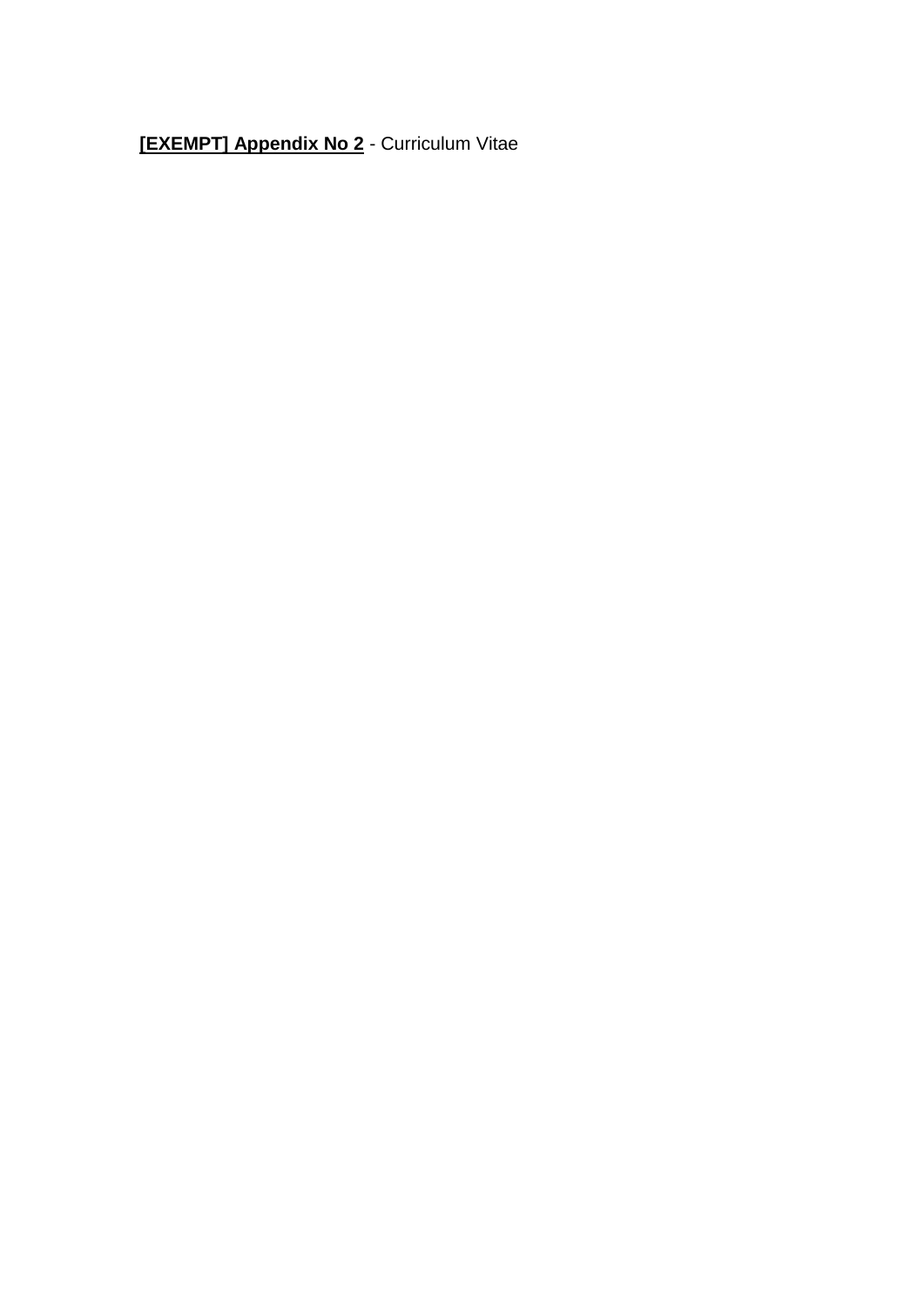**[EXEMPT] Appendix No 2** - Curriculum Vitae